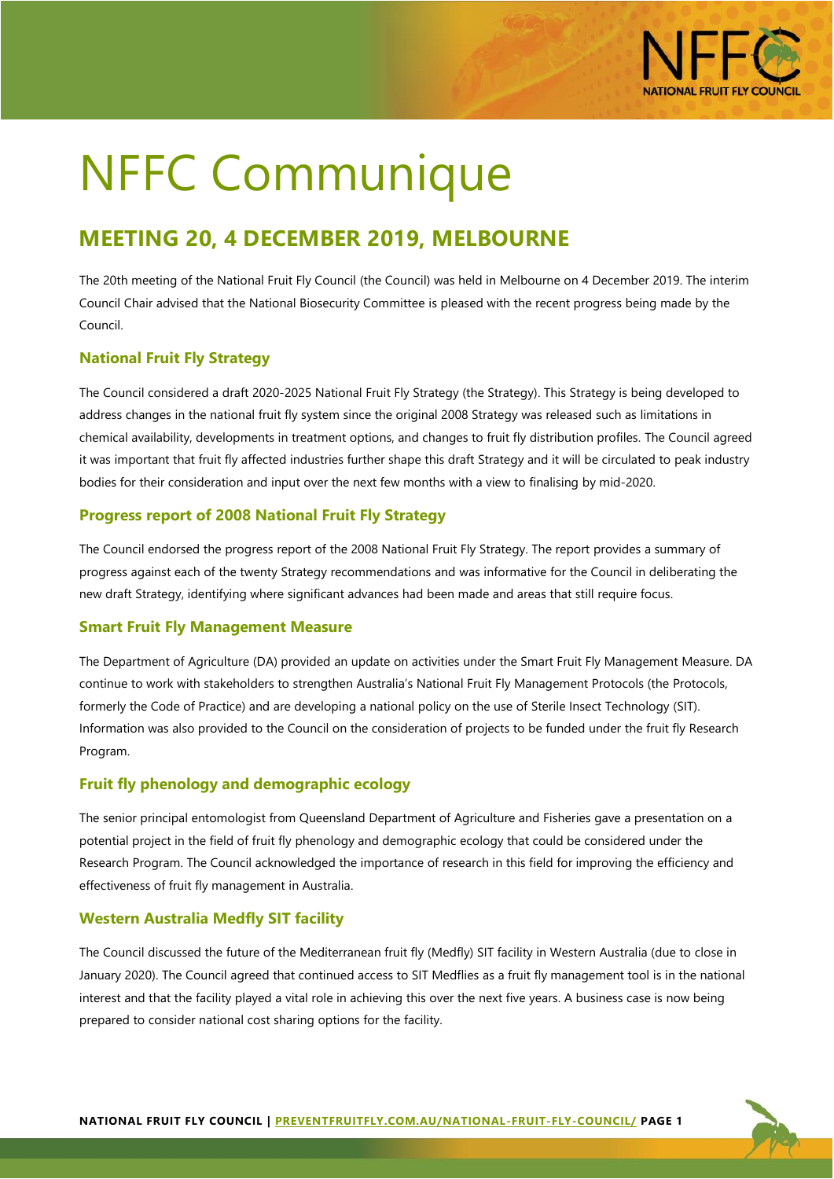# NFFC Communique

## MEETING 20, 4 DECEMBER 2019, MELBOURNE

The 20th meeting of the National Fruit Fly Council (the Council) was held in Melbourne on 4 December 2019. The interim Council Chair advised that the National Biosecurity Committee is pleased with the recent progress being made by the Council.

### National Fruit Fly Strategy

The Council considered a draft 2020-2025 National Fruit Fly Strategy (the Strategy). This Strategy is being developed to address changes in the national fruit fly system since the original 2008 Strategy was released such as limitations in chemical availability, developments in treatment options, and changes to fruit fly distribution profiles. The Council agreed it was important that fruit fly affected industries further shape this draft Strategy and it will be circulated to peak industry bodies for their consideration and input over the next few months with a view to finalising by mid-2020.

### Progress report of 2008 National Fruit Fly Strategy

The Council endorsed the progress report of the 2008 National Fruit Fly Strategy. The report provides a summary of progress against each of the twenty Strategy recommendations and was informative for the Council in deliberating the new draft Strategy, identifying where significant advances had been made and areas that still require focus.

### Smart Fruit Fly Management Measure

The Department of Agriculture (DA) provided an update on activities under the Smart Fruit Fly Management Measure. DA continue to work with stakeholders to strengthen Australia's National Fruit Fly Management Protocols (the Protocols, formerly the Code of Practice) and are developing a national policy on the use of Sterile Insect Technology (SIT). Information was also provided to the Council on the consideration of projects to be funded under the fruit fly Research Program.

### Fruit fly phenology and demographic ecology

The senior principal entomologist from Queensland Department of Agriculture and Fisheries gave a presentation on a potential project in the field of fruit fly phenology and demographic ecology that could be considered under the Research Program. The Council acknowledged the importance of research in this field for improving the efficiency and effectiveness of fruit fly management in Australia.

### Western Australia Medfly SIT facility

The Council discussed the future of the Mediterranean fruit fly (Medfly) SIT facility in Western Australia (due to close in January 2020). The Council agreed that continued access to SIT Medflies as a fruit fly management tool is in the national interest and that the facility played a vital role in achieving this over the next five years. A business case is now being prepared to consider national cost sharing options for the facility.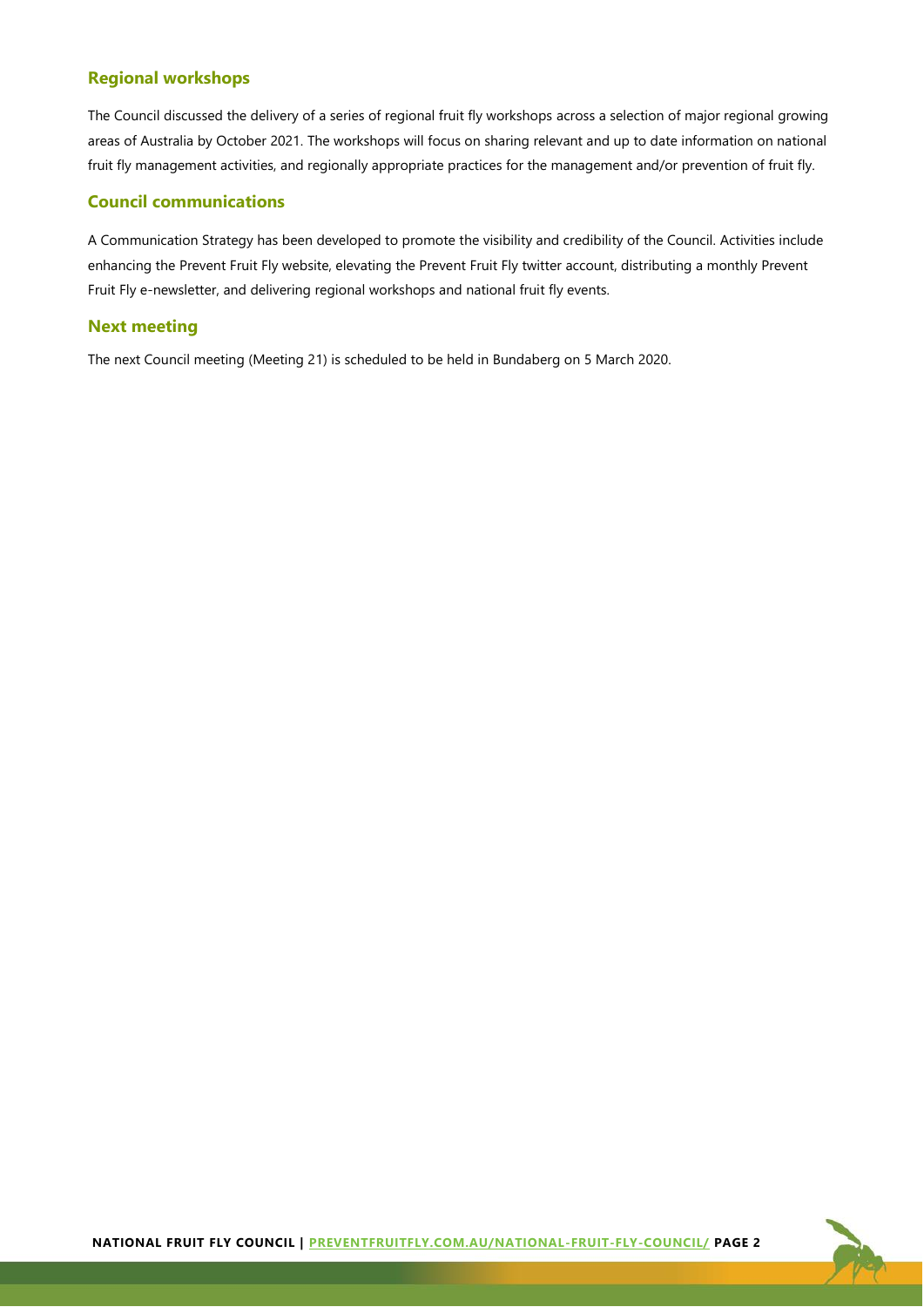## Regional workshops

The Council discussed the delivery of a series of regional fruit fly workshops across a selection of major regional growing areas of Australia by October 2021. The workshops will focus on sharing relevant and up to date information on national fruit fly management activities, and regionally appropriate practices for the management and/or prevention of fruit fly.

## Council communications

A Communication Strategy has been developed to promote the visibility and credibility of the Council. Activities include enhancing the Prevent Fruit Fly website, elevating the Prevent Fruit Fly twitter account, distributing a monthly Prevent Fruit Fly e-newsletter, and delivering regional workshops and national fruit fly events.

## Next meeting

The next Council meeting (Meeting 21) is scheduled to be held in Bundaberg on 5 March 2020.